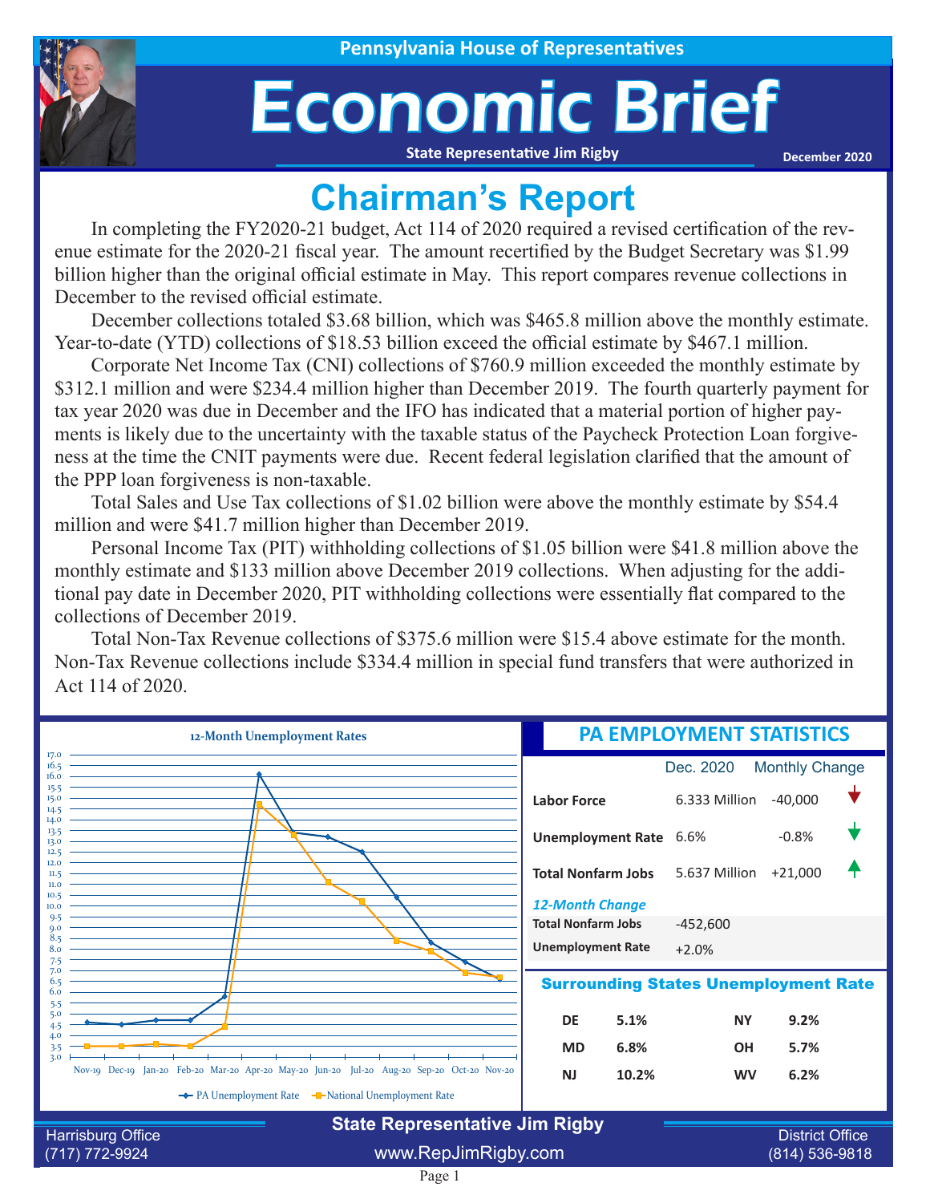Pennsylvania House of Representatives

# Economic Brief

**State Representative Jim Rigby**

December 2020

## Chairman's Report

In completing the FY2020-21 budget, Act 114 of 2020 required a revised certification of the revenue estimate for the 2020-21 fiscal year. The amount recertified by the Budget Secretary was $1.99 billion higher than the original official estimate in May. This report compares revenue collections in December to the revised official estimate.

December collections totaled $3.68 billion, which was $465.8 million above the monthly estimate. Year-to-date (YTD) collections of $18.53 billion exceed the official estimate by $467.1 million.

Corporate Net Income Tax (CNI) collections of $760.9 million exceeded the monthly estimate by $312.1 million and were $234.4 million higher than December 2019. The fourth quarterly payment for tax year 2020 was due in December and the IFO has indicated that a material portion of higher payments is likely due to the uncertainty with the taxable status of the Paycheck Protection Loan forgiveness at the time the CNIT payments were due. Recent federal legislation clarified that the amount of the PPP loan forgiveness is non-taxable.

Total Sales and Use Tax collections of $1.02 billion were above the monthly estimate by $54.4 million and were $41.7 million higher than December 2019.

Personal Income Tax (PIT) withholding collections of $1.05 billion were $41.8 million above the monthly estimate and $133 million above December 2019 collections. When adjusting for the additional pay date in December 2020, PIT withholding collections were essentially flat compared to the collections of December 2019.

Total Non-Tax Revenue collections of $375.6 million were $15.4 above estimate for the month. Non-Tax Revenue collections include $334.4 million in special fund transfers that were authorized in Act 114 of 2020.

### 12-Month Unemployment Rates

| Month | PA Unemployment Rate | National Unemployment Rate |
|---|---|---|
| Nov-19 | 4.6 | 3.5 |
| Dec-19 | 4.5 | 3.5 |
| Jan-20 | 4.7 | 3.6 |
| Feb-20 | 4.7 | 3.5 |
| Mar-20 | 5.8 | 4.4 |
| Apr-20 | 16.1 | 14.7 |
| May-20 | 13.4 | 13.3 |
| Jun-20 | 13.2 | 11.1 |
| Jul-20 | 12.5 | 10.2 |
| Aug-20 | 10.4 | 8.4 |
| Sep-20 | 8.3 | 7.9 |
| Oct-20 | 7.4 | 6.9 |
| Nov-20 | 6.6 | 6.7 |

### PA EMPLOYMENT STATISTICS

| | Dec. 2020 | Monthly Change |
|---|---|---|
| Labor Force | 6.333 Million | -40,000 |
| Unemployment Rate | 6.6% | -0.8% |
| Total Nonfarm Jobs | 5.637 Million | +21,000 |

*12-Month Change*

| | |
|---|---|
| Total Nonfarm Jobs | -452,600 |
| Unemployment Rate | +2.0% |

### Surrounding States Unemployment Rate

| State | Rate | State | Rate |
|---|---|---|---|
| DE | 5.1% | NY | 9.2% |
| MD | 6.8% | OH | 5.7% |
| NJ | 10.2% | WV | 6.2% |

**State Representative Jim Rigby**

Harrisburg Office (717) 772-9924 | www.RepJimRigby.com | District Office (814) 536-9818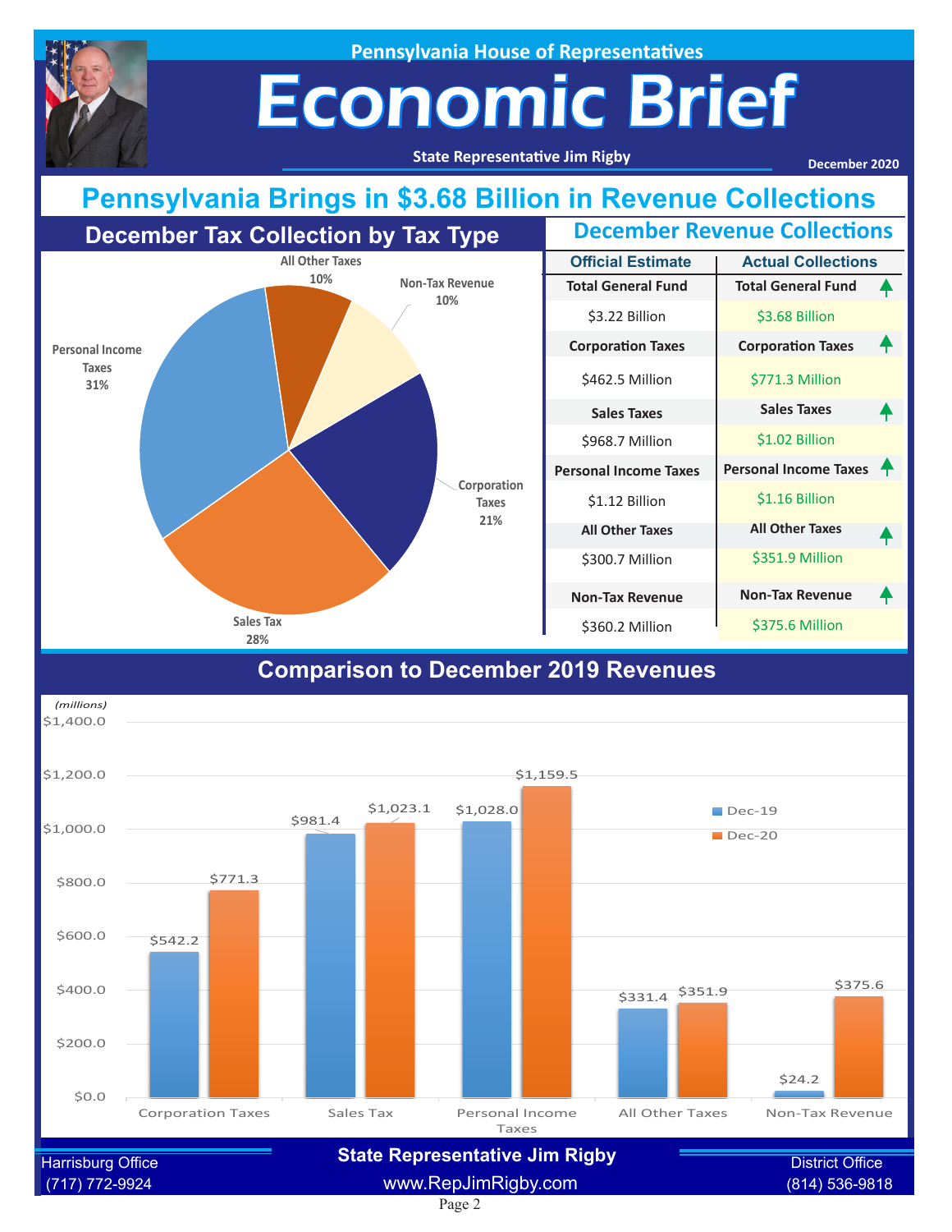Pennsylvania House of Representatives

# Economic Brief

State Representative Jim Rigby

December 2020

## Pennsylvania Brings in $3.68 Billion in Revenue Collections

### December Tax Collection by Tax Type

All Other Taxes 10%

Non-Tax Revenue 10%

Personal Income Taxes 31%

Corporation Taxes 21%

Sales Tax 28%

### December Revenue Collections

| Official Estimate | Actual Collections |
|---|---|
| **Total General Fund** | **Total General Fund** ▲ |
| $3.22 Billion | $3.68 Billion |
| **Corporation Taxes** | **Corporation Taxes** ▲ |
| $462.5 Million | $771.3 Million |
| **Sales Taxes** | **Sales Taxes** ▲ |
| $968.7 Million | $1.02 Billion |
| **Personal Income Taxes** | **Personal Income Taxes** ▲ |
| $1.12 Billion | $1.16 Billion |
| **All Other Taxes** | **All Other Taxes** ▲ |
| $300.7 Million | $351.9 Million |
| **Non-Tax Revenue** | **Non-Tax Revenue** ▲ |
| $360.2 Million | $375.6 Million |

### Comparison to December 2019 Revenues

(millions)

$1,400.0
$1,200.0
$1,000.0
$800.0
$600.0
$400.0
$200.0
$0.0

Dec-19
Dec-20

Corporation Taxes: $542.2, $771.3
Sales Tax: $981.4, $1,023.1
Personal Income Taxes: $1,028.0, $1,159.5
All Other Taxes: $331.4, $351.9
Non-Tax Revenue: $24.2, $375.6

Harrisburg Office
(717) 772-9924

**State Representative Jim Rigby**
www.RepJimRigby.com

District Office
(814) 536-9818